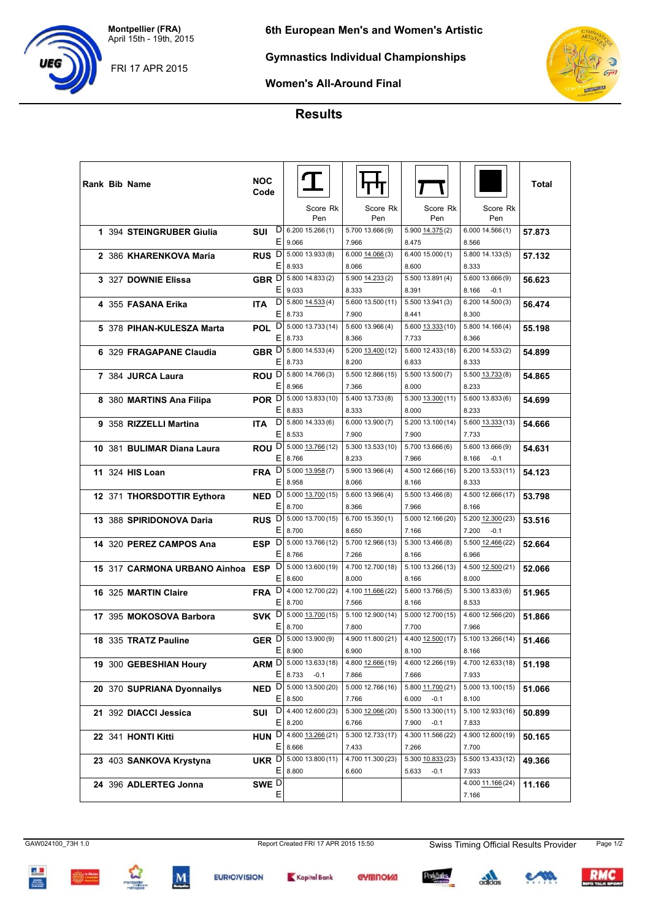Montpellier (FRA)
April 15th - 19th, 2015

FRI 17 APR 2015

# 6th European Men's and Women's Artistic Gymnastics Individual Championships

## Women's All-Around Final

## Results

| Rank | Bib | Name | NOC Code | | Vault Score (Rk) / Pen | Uneven Bars Score (Rk) / Pen | Balance Beam Score (Rk) / Pen | Floor Score (Rk) / Pen | Total |
|---|---|---|---|---|---|---|---|---|---|
| 1 | 394 | STEINGRUBER Giulia | SUI | D | 6.200 15.266 (1) | 5.700 13.666 (9) | 5.900 14.375 (2) | 6.000 14.566 (1) | 57.873 |
| | | | | E | 9.066 | 7.966 | 8.475 | 8.566 | |
| 2 | 386 | KHARENKOVA Maria | RUS | D | 5.000 13.933 (8) | 6.000 14.066 (3) | 6.400 15.000 (1) | 5.800 14.133 (5) | 57.132 |
| | | | | E | 8.933 | 8.066 | 8.600 | 8.333 | |
| 3 | 327 | DOWNIE Elissa | GBR | D | 5.800 14.833 (2) | 5.900 14.233 (2) | 5.500 13.891 (4) | 5.600 13.666 (9) | 56.623 |
| | | | | E | 9.033 | 8.333 | 8.391 | 8.166 -0.1 | |
| 4 | 355 | FASANA Erika | ITA | D | 5.800 14.533 (4) | 5.600 13.500 (11) | 5.500 13.941 (3) | 6.200 14.500 (3) | 56.474 |
| | | | | E | 8.733 | 7.900 | 8.441 | 8.300 | |
| 5 | 378 | PIHAN-KULESZA Marta | POL | D | 5.000 13.733 (14) | 5.600 13.966 (4) | 5.600 13.333 (10) | 5.800 14.166 (4) | 55.198 |
| | | | | E | 8.733 | 8.366 | 7.733 | 8.366 | |
| 6 | 329 | FRAGAPANE Claudia | GBR | D | 5.800 14.533 (4) | 5.200 13.400 (12) | 5.600 12.433 (18) | 6.200 14.533 (2) | 54.899 |
| | | | | E | 8.733 | 8.200 | 6.833 | 8.333 | |
| 7 | 384 | JURCA Laura | ROU | D | 5.800 14.766 (3) | 5.500 12.866 (15) | 5.500 13.500 (7) | 5.500 13.733 (8) | 54.865 |
| | | | | E | 8.966 | 7.366 | 8.000 | 8.233 | |
| 8 | 380 | MARTINS Ana Filipa | POR | D | 5.000 13.833 (10) | 5.400 13.733 (8) | 5.300 13.300 (11) | 5.600 13.833 (6) | 54.699 |
| | | | | E | 8.833 | 8.333 | 8.000 | 8.233 | |
| 9 | 358 | RIZZELLI Martina | ITA | D | 5.800 14.333 (6) | 6.000 13.900 (7) | 5.200 13.100 (14) | 5.600 13.333 (13) | 54.666 |
| | | | | E | 8.533 | 7.900 | 7.900 | 7.733 | |
| 10 | 381 | BULIMAR Diana Laura | ROU | D | 5.000 13.766 (12) | 5.300 13.533 (10) | 5.700 13.666 (6) | 5.600 13.666 (9) | 54.631 |
| | | | | E | 8.766 | 8.233 | 7.966 | 8.166 -0.1 | |
| 11 | 324 | HIS Loan | FRA | D | 5.000 13.958 (7) | 5.900 13.966 (4) | 4.500 12.666 (16) | 5.200 13.533 (11) | 54.123 |
| | | | | E | 8.958 | 8.066 | 8.166 | 8.333 | |
| 12 | 371 | THORSDOTTIR Eythora | NED | D | 5.000 13.700 (15) | 5.600 13.966 (4) | 5.500 13.466 (8) | 4.500 12.666 (17) | 53.798 |
| | | | | E | 8.700 | 8.366 | 7.966 | 8.166 | |
| 13 | 388 | SPIRIDONOVA Daria | RUS | D | 5.000 13.700 (15) | 6.700 15.350 (1) | 5.000 12.166 (20) | 5.200 12.300 (23) | 53.516 |
| | | | | E | 8.700 | 8.650 | 7.166 | 7.200 -0.1 | |
| 14 | 320 | PEREZ CAMPOS Ana | ESP | D | 5.000 13.766 (12) | 5.700 12.966 (13) | 5.300 13.466 (8) | 5.500 12.466 (22) | 52.664 |
| | | | | E | 8.766 | 7.266 | 8.166 | 6.966 | |
| 15 | 317 | CARMONA URBANO Ainhoa | ESP | D | 5.000 13.600 (19) | 4.700 12.700 (18) | 5.100 13.266 (13) | 4.500 12.500 (21) | 52.066 |
| | | | | E | 8.600 | 8.000 | 8.166 | 8.000 | |
| 16 | 325 | MARTIN Claire | FRA | D | 4.000 12.700 (22) | 4.100 11.666 (22) | 5.600 13.766 (5) | 5.300 13.833 (6) | 51.965 |
| | | | | E | 8.700 | 7.566 | 8.166 | 8.533 | |
| 17 | 395 | MOKOSOVA Barbora | SVK | D | 5.000 13.700 (15) | 5.100 12.900 (14) | 5.000 12.700 (15) | 4.600 12.566 (20) | 51.866 |
| | | | | E | 8.700 | 7.800 | 7.700 | 7.966 | |
| 18 | 335 | TRATZ Pauline | GER | D | 5.000 13.900 (9) | 4.900 11.800 (21) | 4.400 12.500 (17) | 5.100 13.266 (14) | 51.466 |
| | | | | E | 8.900 | 6.900 | 8.100 | 8.166 | |
| 19 | 300 | GEBESHIAN Houry | ARM | D | 5.000 13.633 (18) | 4.800 12.666 (19) | 4.600 12.266 (19) | 4.700 12.633 (18) | 51.198 |
| | | | | E | 8.733 -0.1 | 7.866 | 7.666 | 7.933 | |
| 20 | 370 | SUPRIANA Dyonnailys | NED | D | 5.000 13.500 (20) | 5.000 12.766 (16) | 5.800 11.700 (21) | 5.000 13.100 (15) | 51.066 |
| | | | | E | 8.500 | 7.766 | 6.000 -0.1 | 8.100 | |
| 21 | 392 | DIACCI Jessica | SUI | D | 4.400 12.600 (23) | 5.300 12.066 (20) | 5.500 13.300 (11) | 5.100 12.933 (16) | 50.899 |
| | | | | E | 8.200 | 6.766 | 7.900 -0.1 | 7.833 | |
| 22 | 341 | HONTI Kitti | HUN | D | 4.600 13.266 (21) | 5.300 12.733 (17) | 4.300 11.566 (22) | 4.900 12.600 (19) | 50.165 |
| | | | | E | 8.666 | 7.433 | 7.266 | 7.700 | |
| 23 | 403 | SANKOVA Krystyna | UKR | D | 5.000 13.800 (11) | 4.700 11.300 (23) | 5.300 10.833 (23) | 5.500 13.433 (12) | 49.366 |
| | | | | E | 8.800 | 6.600 | 5.633 -0.1 | 7.933 | |
| 24 | 396 | ADLERTEG Jonna | SWE | D | | | | 4.000 11.166 (24) | 11.166 |
| | | | | E | | | | 7.166 | |

GAW024100_73H 1.0 — Report Created FRI 17 APR 2015 15:50 — Swiss Timing Official Results Provider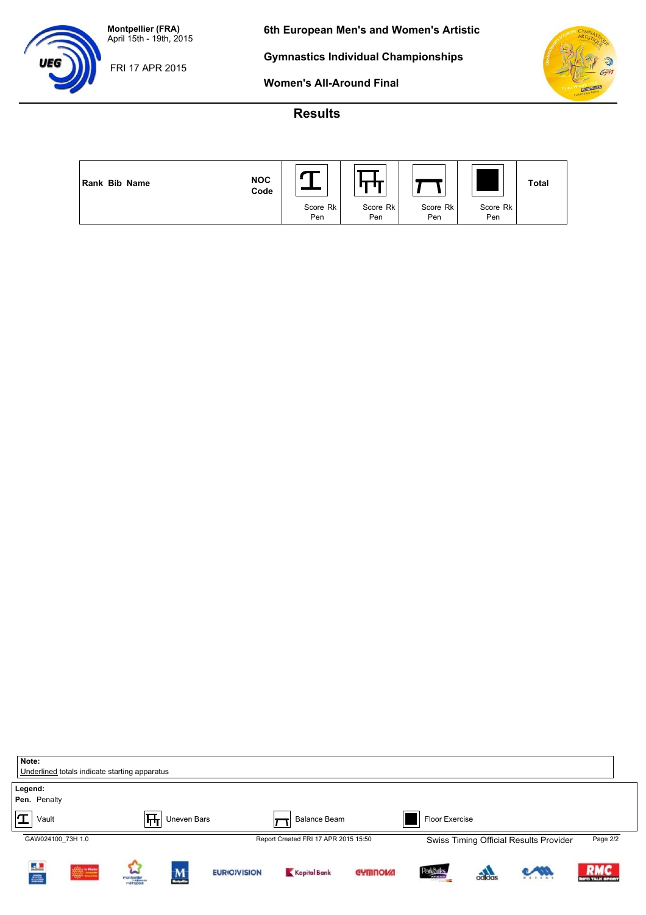# 6th European Men's and Women's Artistic Gymnastics Individual Championships

## Women's All-Around Final

Montpellier (FRA)
April 15th - 19th, 2015

FRI 17 APR 2015

## Results

| Rank | Bib | Name | NOC Code | Vault Score Rk Pen | Uneven Bars Score Rk Pen | Balance Beam Score Rk Pen | Floor Exercise Score Rk Pen | Total |
|---|---|---|---|---|---|---|---|---|

**Note:**
Underlined totals indicate starting apparatus

**Legend:**
**Pen.** Penalty

Vault | Uneven Bars | Balance Beam | Floor Exercise

GAW024100_73H 1.0 | Report Created FRI 17 APR 2015 15:50 | Swiss Timing Official Results Provider